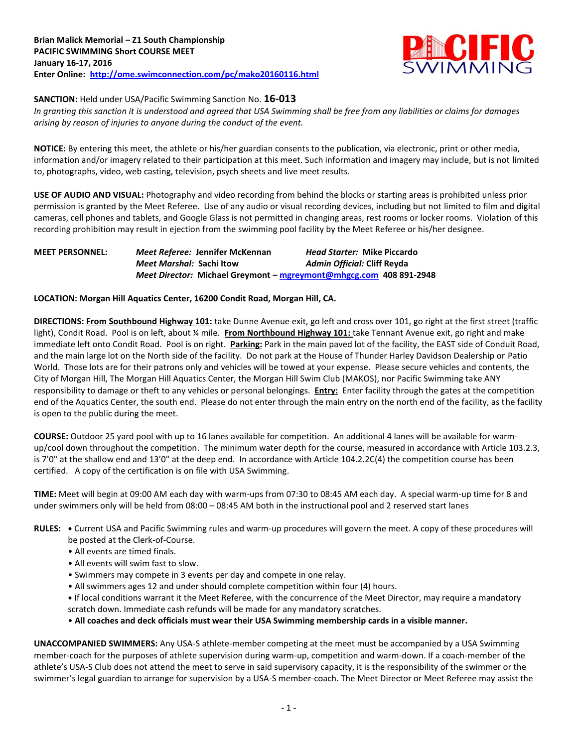**Brian Malick Memorial – Z1 South Championship**
**PACIFIC SWIMMING Short COURSE MEET**
**January 16-17, 2016**
**Enter Online: http://ome.swimconnection.com/pc/mako20160116.html**

**SANCTION:** Held under USA/Pacific Swimming Sanction No. **16-013**
*In granting this sanction it is understood and agreed that USA Swimming shall be free from any liabilities or claims for damages arising by reason of injuries to anyone during the conduct of the event.*

**NOTICE:** By entering this meet, the athlete or his/her guardian consents to the publication, via electronic, print or other media, information and/or imagery related to their participation at this meet. Such information and imagery may include, but is not limited to, photographs, video, web casting, television, psych sheets and live meet results.

**USE OF AUDIO AND VISUAL:** Photography and video recording from behind the blocks or starting areas is prohibited unless prior permission is granted by the Meet Referee. Use of any audio or visual recording devices, including but not limited to film and digital cameras, cell phones and tablets, and Google Glass is not permitted in changing areas, rest rooms or locker rooms. Violation of this recording prohibition may result in ejection from the swimming pool facility by the Meet Referee or his/her designee.

**MEET PERSONNEL:** ***Meet Referee:*** **Jennifer McKennan** ***Head Starter:*** **Mike Piccardo**
***Meet Marshal:*** **Sachi Itow** ***Admin Official:*** **Cliff Reyda**
***Meet Director:*** **Michael Greymont – mgreymont@mhgcg.com 408 891-2948**

**LOCATION: Morgan Hill Aquatics Center, 16200 Condit Road, Morgan Hill, CA.**

**DIRECTIONS: From Southbound Highway 101:** take Dunne Avenue exit, go left and cross over 101, go right at the first street (traffic light), Condit Road. Pool is on left, about ¼ mile. **From Northbound Highway 101:** take Tennant Avenue exit, go right and make immediate left onto Condit Road. Pool is on right. **Parking:** Park in the main paved lot of the facility, the EAST side of Conduit Road, and the main large lot on the North side of the facility. Do not park at the House of Thunder Harley Davidson Dealership or Patio World. Those lots are for their patrons only and vehicles will be towed at your expense. Please secure vehicles and contents, the City of Morgan Hill, The Morgan Hill Aquatics Center, the Morgan Hill Swim Club (MAKOS), nor Pacific Swimming take ANY responsibility to damage or theft to any vehicles or personal belongings. **Entry:** Enter facility through the gates at the competition end of the Aquatics Center, the south end. Please do not enter through the main entry on the north end of the facility, as the facility is open to the public during the meet.

**COURSE:** Outdoor 25 yard pool with up to 16 lanes available for competition. An additional 4 lanes will be available for warm-up/cool down throughout the competition. The minimum water depth for the course, measured in accordance with Article 103.2.3, is 7'0" at the shallow end and 13'0" at the deep end. In accordance with Article 104.2.2C(4) the competition course has been certified. A copy of the certification is on file with USA Swimming.

**TIME:** Meet will begin at 09:00 AM each day with warm-ups from 07:30 to 08:45 AM each day. A special warm-up time for 8 and under swimmers only will be held from 08:00 – 08:45 AM both in the instructional pool and 2 reserved start lanes

**RULES:**
- Current USA and Pacific Swimming rules and warm-up procedures will govern the meet. A copy of these procedures will be posted at the Clerk-of-Course.
- All events are timed finals.
- All events will swim fast to slow.
- Swimmers may compete in 3 events per day and compete in one relay.
- All swimmers ages 12 and under should complete competition within four (4) hours.
- If local conditions warrant it the Meet Referee, with the concurrence of the Meet Director, may require a mandatory scratch down. Immediate cash refunds will be made for any mandatory scratches.
- **All coaches and deck officials must wear their USA Swimming membership cards in a visible manner.**

**UNACCOMPANIED SWIMMERS:** Any USA-S athlete-member competing at the meet must be accompanied by a USA Swimming member-coach for the purposes of athlete supervision during warm-up, competition and warm-down. If a coach-member of the athlete's USA-S Club does not attend the meet to serve in said supervisory capacity, it is the responsibility of the swimmer or the swimmer's legal guardian to arrange for supervision by a USA-S member-coach. The Meet Director or Meet Referee may assist the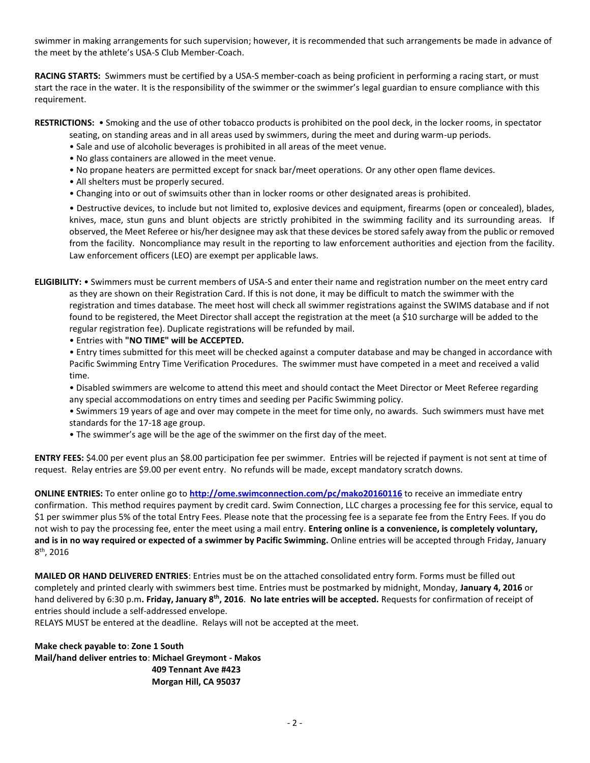swimmer in making arrangements for such supervision; however, it is recommended that such arrangements be made in advance of the meet by the athlete's USA-S Club Member-Coach.

**RACING STARTS:** Swimmers must be certified by a USA-S member-coach as being proficient in performing a racing start, or must start the race in the water. It is the responsibility of the swimmer or the swimmer's legal guardian to ensure compliance with this requirement.

**RESTRICTIONS:** • Smoking and the use of other tobacco products is prohibited on the pool deck, in the locker rooms, in spectator seating, on standing areas and in all areas used by swimmers, during the meet and during warm-up periods.

- Sale and use of alcoholic beverages is prohibited in all areas of the meet venue.
- No glass containers are allowed in the meet venue.
- No propane heaters are permitted except for snack bar/meet operations. Or any other open flame devices.
- All shelters must be properly secured.
- Changing into or out of swimsuits other than in locker rooms or other designated areas is prohibited.
- Destructive devices, to include but not limited to, explosive devices and equipment, firearms (open or concealed), blades, knives, mace, stun guns and blunt objects are strictly prohibited in the swimming facility and its surrounding areas. If observed, the Meet Referee or his/her designee may ask that these devices be stored safely away from the public or removed from the facility. Noncompliance may result in the reporting to law enforcement authorities and ejection from the facility. Law enforcement officers (LEO) are exempt per applicable laws.

**ELIGIBILITY:** • Swimmers must be current members of USA-S and enter their name and registration number on the meet entry card as they are shown on their Registration Card. If this is not done, it may be difficult to match the swimmer with the registration and times database. The meet host will check all swimmer registrations against the SWIMS database and if not found to be registered, the Meet Director shall accept the registration at the meet (a $10 surcharge will be added to the regular registration fee). Duplicate registrations will be refunded by mail.

- Entries with **"NO TIME" will be ACCEPTED.**
- Entry times submitted for this meet will be checked against a computer database and may be changed in accordance with Pacific Swimming Entry Time Verification Procedures. The swimmer must have competed in a meet and received a valid time.
- Disabled swimmers are welcome to attend this meet and should contact the Meet Director or Meet Referee regarding any special accommodations on entry times and seeding per Pacific Swimming policy.
- Swimmers 19 years of age and over may compete in the meet for time only, no awards. Such swimmers must have met standards for the 17-18 age group.
- The swimmer's age will be the age of the swimmer on the first day of the meet.

**ENTRY FEES:** $4.00 per event plus an $8.00 participation fee per swimmer. Entries will be rejected if payment is not sent at time of request. Relay entries are $9.00 per event entry. No refunds will be made, except mandatory scratch downs.

**ONLINE ENTRIES:** To enter online go to **http://ome.swimconnection.com/pc/mako20160116** to receive an immediate entry confirmation. This method requires payment by credit card. Swim Connection, LLC charges a processing fee for this service, equal to $1 per swimmer plus 5% of the total Entry Fees. Please note that the processing fee is a separate fee from the Entry Fees. If you do not wish to pay the processing fee, enter the meet using a mail entry. **Entering online is a convenience, is completely voluntary, and is in no way required or expected of a swimmer by Pacific Swimming.** Online entries will be accepted through Friday, January 8th, 2016

**MAILED OR HAND DELIVERED ENTRIES**: Entries must be on the attached consolidated entry form. Forms must be filled out completely and printed clearly with swimmers best time. Entries must be postmarked by midnight, Monday, **January 4, 2016** or hand delivered by 6:30 p.m**. Friday, January 8th, 2016**. **No late entries will be accepted.** Requests for confirmation of receipt of entries should include a self-addressed envelope.

RELAYS MUST be entered at the deadline. Relays will not be accepted at the meet.

**Make check payable to**: **Zone 1 South**
**Mail/hand deliver entries to**: **Michael Greymont - Makos**
**409 Tennant Ave #423**
**Morgan Hill, CA 95037**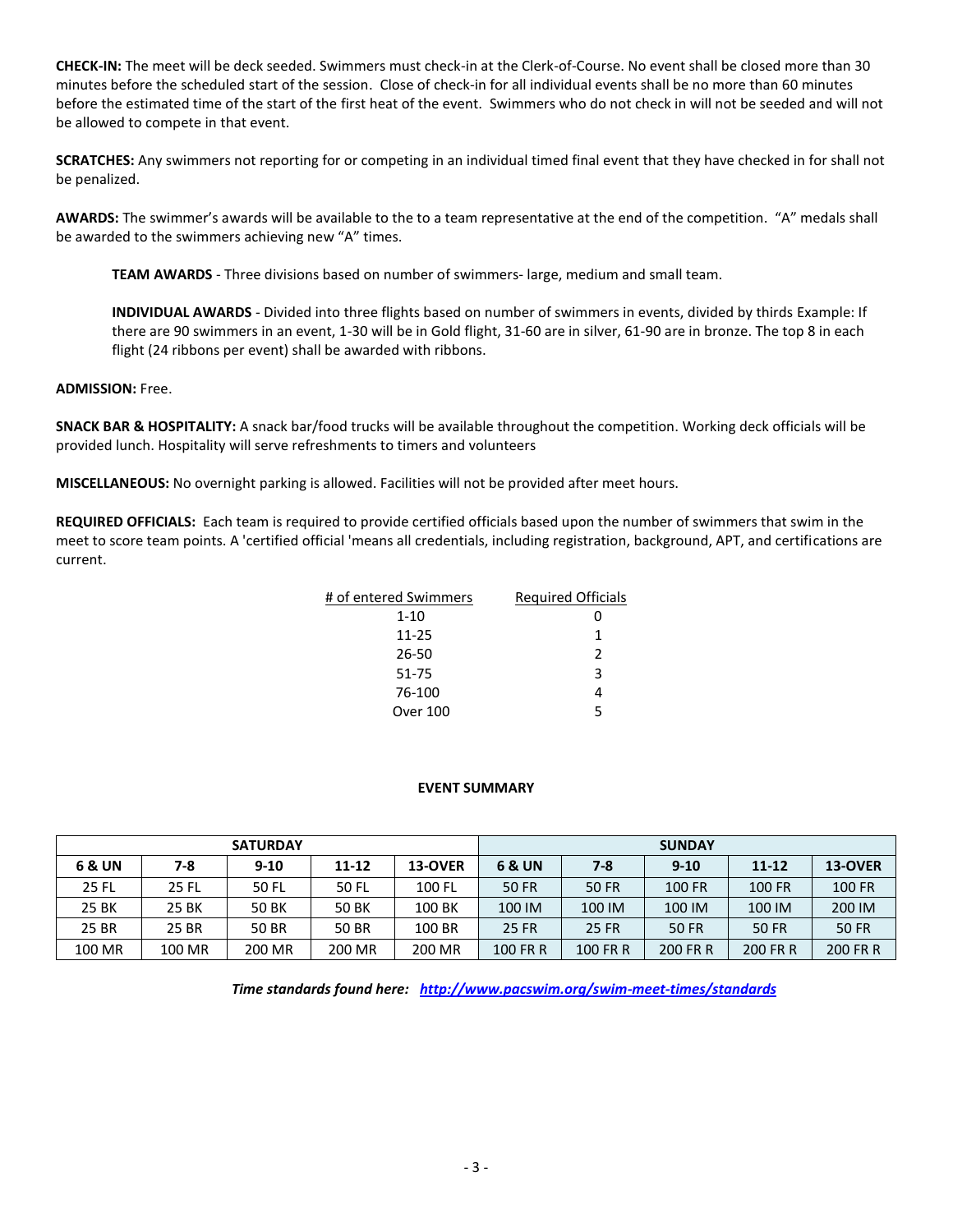**CHECK-IN:** The meet will be deck seeded. Swimmers must check-in at the Clerk-of-Course. No event shall be closed more than 30 minutes before the scheduled start of the session. Close of check-in for all individual events shall be no more than 60 minutes before the estimated time of the start of the first heat of the event. Swimmers who do not check in will not be seeded and will not be allowed to compete in that event.

**SCRATCHES:** Any swimmers not reporting for or competing in an individual timed final event that they have checked in for shall not be penalized.

**AWARDS:** The swimmer's awards will be available to the to a team representative at the end of the competition. "A" medals shall be awarded to the swimmers achieving new "A" times.

> **TEAM AWARDS** - Three divisions based on number of swimmers- large, medium and small team.
>
> **INDIVIDUAL AWARDS** - Divided into three flights based on number of swimmers in events, divided by thirds Example: If there are 90 swimmers in an event, 1-30 will be in Gold flight, 31-60 are in silver, 61-90 are in bronze. The top 8 in each flight (24 ribbons per event) shall be awarded with ribbons.

**ADMISSION:** Free.

**SNACK BAR & HOSPITALITY:** A snack bar/food trucks will be available throughout the competition. Working deck officials will be provided lunch. Hospitality will serve refreshments to timers and volunteers

**MISCELLANEOUS:** No overnight parking is allowed. Facilities will not be provided after meet hours.

**REQUIRED OFFICIALS:** Each team is required to provide certified officials based upon the number of swimmers that swim in the meet to score team points. A 'certified official 'means all credentials, including registration, background, APT, and certifications are current.

| # of entered Swimmers | Required Officials |
|---|---|
| 1-10 | 0 |
| 11-25 | 1 |
| 26-50 | 2 |
| 51-75 | 3 |
| 76-100 | 4 |
| Over 100 | 5 |

**EVENT SUMMARY**

| SATURDAY | | | | | SUNDAY | | | | |
|---|---|---|---|---|---|---|---|---|---|
| **6 & UN** | **7-8** | **9-10** | **11-12** | **13-OVER** | **6 & UN** | **7-8** | **9-10** | **11-12** | **13-OVER** |
| 25 FL | 25 FL | 50 FL | 50 FL | 100 FL | 50 FR | 50 FR | 100 FR | 100 FR | 100 FR |
| 25 BK | 25 BK | 50 BK | 50 BK | 100 BK | 100 IM | 100 IM | 100 IM | 100 IM | 200 IM |
| 25 BR | 25 BR | 50 BR | 50 BR | 100 BR | 25 FR | 25 FR | 50 FR | 50 FR | 50 FR |
| 100 MR | 100 MR | 200 MR | 200 MR | 200 MR | 100 FR R | 100 FR R | 200 FR R | 200 FR R | 200 FR R |

*Time standards found here:* ***http://www.pacswim.org/swim-meet-times/standards***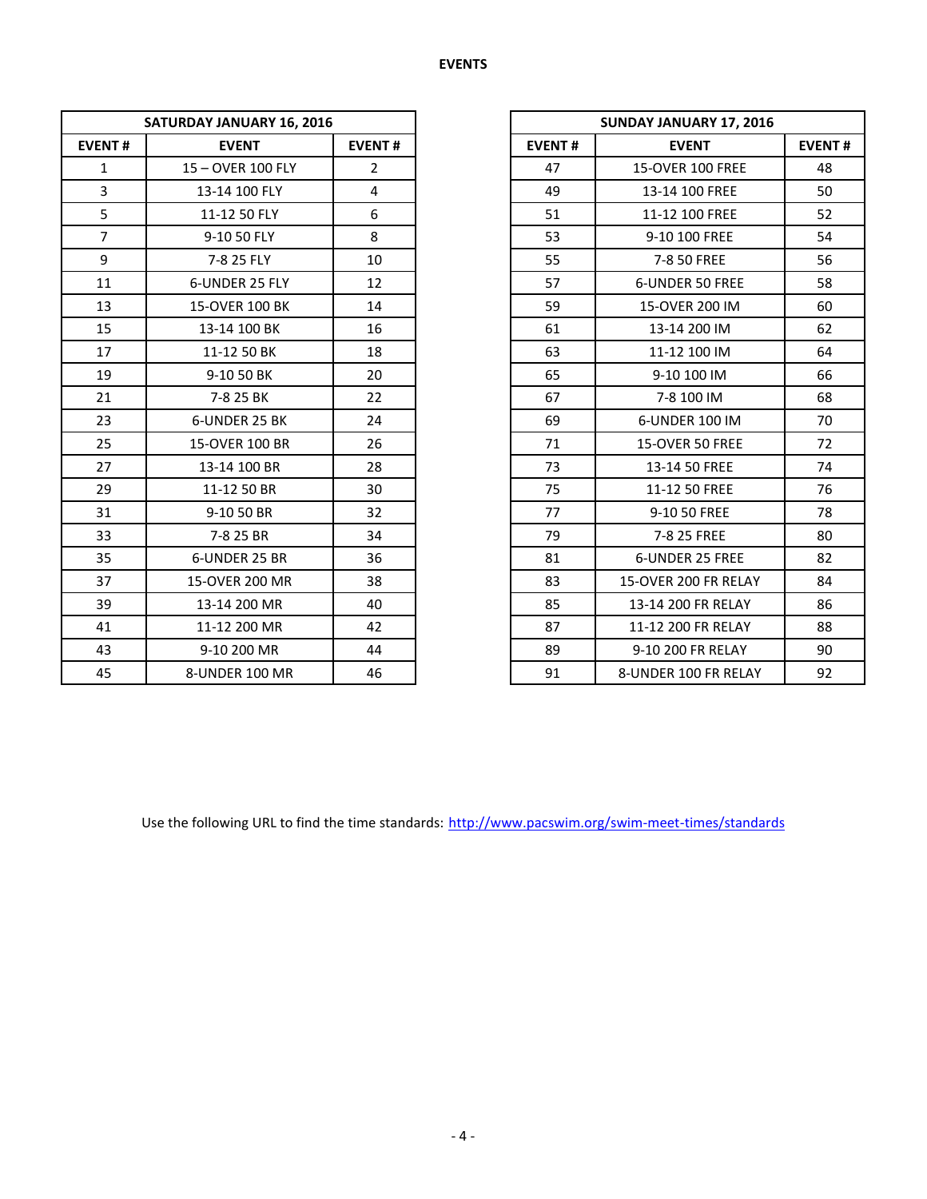**EVENTS**

| SATURDAY JANUARY 16, 2016 | | |
|---|---|---|
| **EVENT #** | **EVENT** | **EVENT #** |
| 1 | 15 – OVER 100 FLY | 2 |
| 3 | 13-14 100 FLY | 4 |
| 5 | 11-12 50 FLY | 6 |
| 7 | 9-10 50 FLY | 8 |
| 9 | 7-8 25 FLY | 10 |
| 11 | 6-UNDER 25 FLY | 12 |
| 13 | 15-OVER 100 BK | 14 |
| 15 | 13-14 100 BK | 16 |
| 17 | 11-12 50 BK | 18 |
| 19 | 9-10 50 BK | 20 |
| 21 | 7-8 25 BK | 22 |
| 23 | 6-UNDER 25 BK | 24 |
| 25 | 15-OVER 100 BR | 26 |
| 27 | 13-14 100 BR | 28 |
| 29 | 11-12 50 BR | 30 |
| 31 | 9-10 50 BR | 32 |
| 33 | 7-8 25 BR | 34 |
| 35 | 6-UNDER 25 BR | 36 |
| 37 | 15-OVER 200 MR | 38 |
| 39 | 13-14 200 MR | 40 |
| 41 | 11-12 200 MR | 42 |
| 43 | 9-10 200 MR | 44 |
| 45 | 8-UNDER 100 MR | 46 |

| SUNDAY JANUARY 17, 2016 | | |
|---|---|---|
| **EVENT #** | **EVENT** | **EVENT #** |
| 47 | 15-OVER 100 FREE | 48 |
| 49 | 13-14 100 FREE | 50 |
| 51 | 11-12 100 FREE | 52 |
| 53 | 9-10 100 FREE | 54 |
| 55 | 7-8 50 FREE | 56 |
| 57 | 6-UNDER 50 FREE | 58 |
| 59 | 15-OVER 200 IM | 60 |
| 61 | 13-14 200 IM | 62 |
| 63 | 11-12 100 IM | 64 |
| 65 | 9-10 100 IM | 66 |
| 67 | 7-8 100 IM | 68 |
| 69 | 6-UNDER 100 IM | 70 |
| 71 | 15-OVER 50 FREE | 72 |
| 73 | 13-14 50 FREE | 74 |
| 75 | 11-12 50 FREE | 76 |
| 77 | 9-10 50 FREE | 78 |
| 79 | 7-8 25 FREE | 80 |
| 81 | 6-UNDER 25 FREE | 82 |
| 83 | 15-OVER 200 FR RELAY | 84 |
| 85 | 13-14 200 FR RELAY | 86 |
| 87 | 11-12 200 FR RELAY | 88 |
| 89 | 9-10 200 FR RELAY | 90 |
| 91 | 8-UNDER 100 FR RELAY | 92 |

Use the following URL to find the time standards: http://www.pacswim.org/swim-meet-times/standards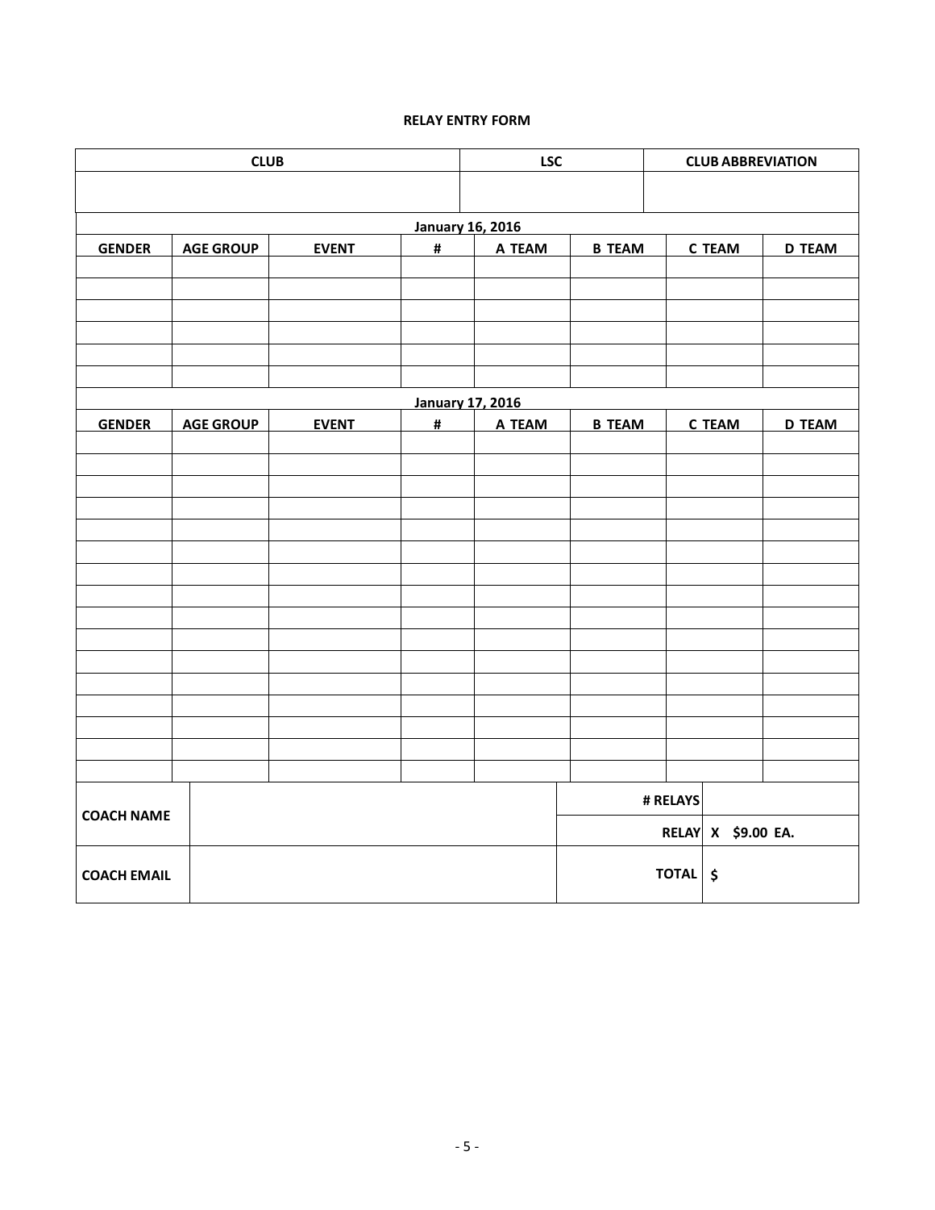## RELAY ENTRY FORM

| CLUB | LSC | CLUB ABBREVIATION |
|---|---|---|
| | | |

**January 16, 2016**

| GENDER | AGE GROUP | EVENT | # | A TEAM | B TEAM | C TEAM | D TEAM |
|---|---|---|---|---|---|---|---|
| | | | | | | | |
| | | | | | | | |
| | | | | | | | |
| | | | | | | | |
| | | | | | | | |
| | | | | | | | |

**January 17, 2016**

| GENDER | AGE GROUP | EVENT | # | A TEAM | B TEAM | C TEAM | D TEAM |
|---|---|---|---|---|---|---|---|
| | | | | | | | |
| | | | | | | | |
| | | | | | | | |
| | | | | | | | |
| | | | | | | | |
| | | | | | | | |
| | | | | | | | |
| | | | | | | | |
| | | | | | | | |
| | | | | | | | |
| | | | | | | | |
| | | | | | | | |
| | | | | | | | |
| | | | | | | | |
| | | | | | | | |
| | | | | | | | |

| | | | |
|---|---|---|---|
| COACH NAME | | # RELAYS | |
| | | RELAY | X $9.00 EA. |
| COACH EMAIL | | TOTAL | $ |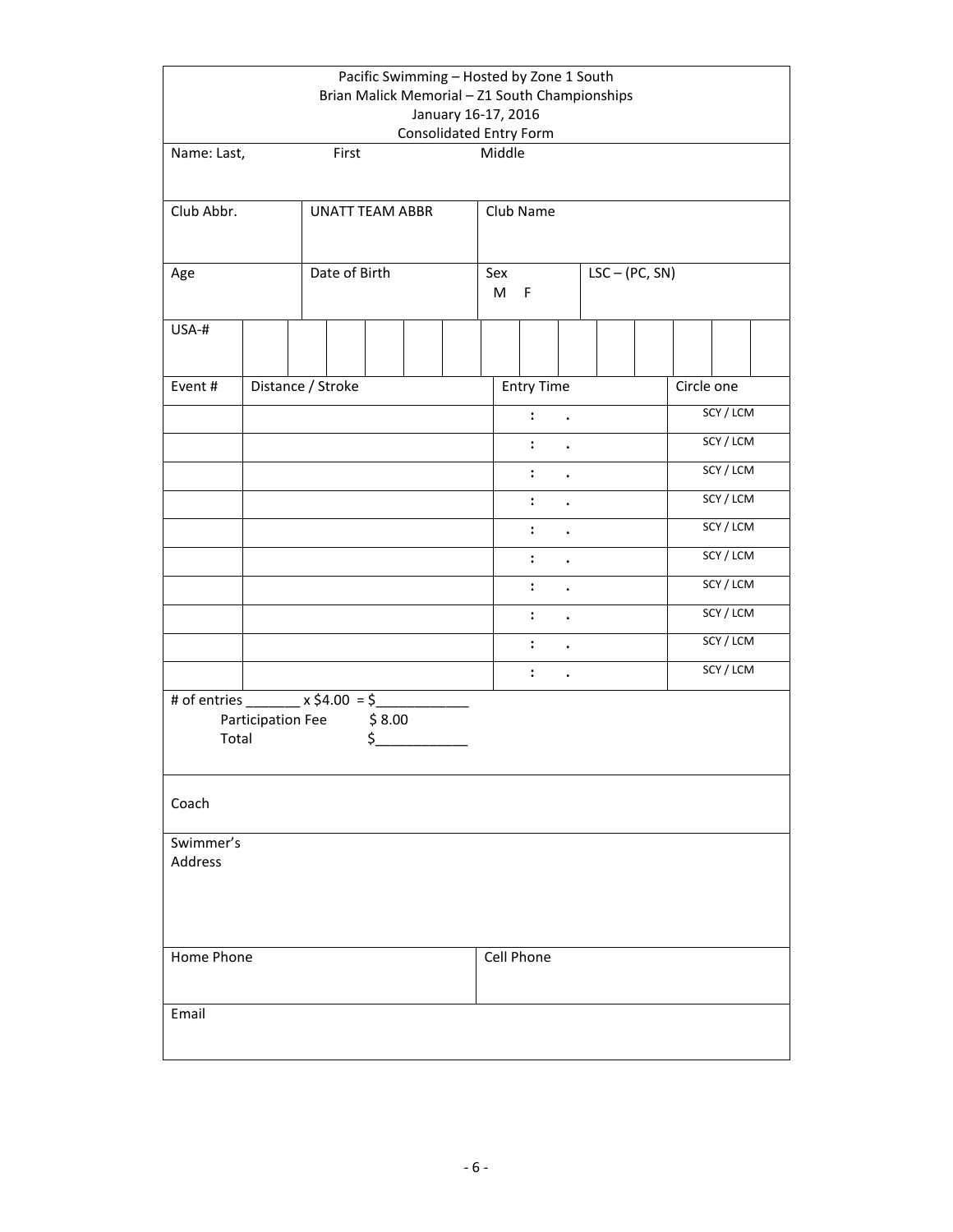Pacific Swimming – Hosted by Zone 1 South
Brian Malick Memorial – Z1 South Championships
January 16-17, 2016
Consolidated Entry Form

| | | |
|---|---|---|
| Name: Last, First | | Middle |
| Club Abbr. | UNATT TEAM ABBR | Club Name |

| | | | |
|---|---|---|---|
| Age | Date of Birth | Sex M F | LSC – (PC, SN) |

| | | | | | | | | | | | | | |
|---|---|---|---|---|---|---|---|---|---|---|---|---|---|
| USA-# | | | | | | | | | | | | | |

| Event # | Distance / Stroke | Entry Time | Circle one |
|---|---|---|---|
| | | : . | SCY / LCM |
| | | : . | SCY / LCM |
| | | : . | SCY / LCM |
| | | : . | SCY / LCM |
| | | : . | SCY / LCM |
| | | : . | SCY / LCM |
| | | : . | SCY / LCM |
| | | : . | SCY / LCM |
| | | : . | SCY / LCM |
| | | : . | SCY / LCM |

# of entries _______ x $4.00 = $____________
Participation Fee $ 8.00
Total $____________

Coach

Swimmer's Address

| | |
|---|---|
| Home Phone | Cell Phone |

Email